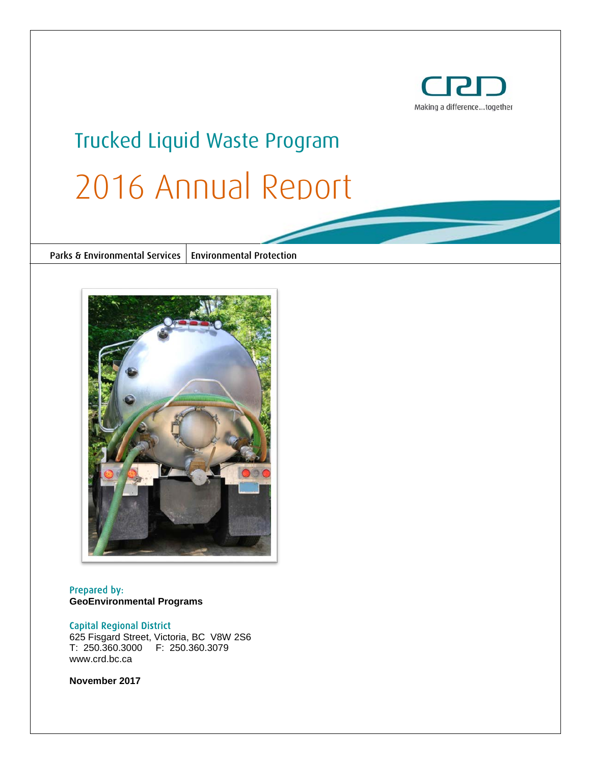CRD
Making a difference...together

# Trucked Liquid Waste Program

# 2016 Annual Report

Parks & Environmental Services | Environmental Protection

Prepared by:
**GeoEnvironmental Programs**

Capital Regional District
625 Fisgard Street, Victoria, BC V8W 2S6
T: 250.360.3000 F: 250.360.3079
www.crd.bc.ca

**November 2017**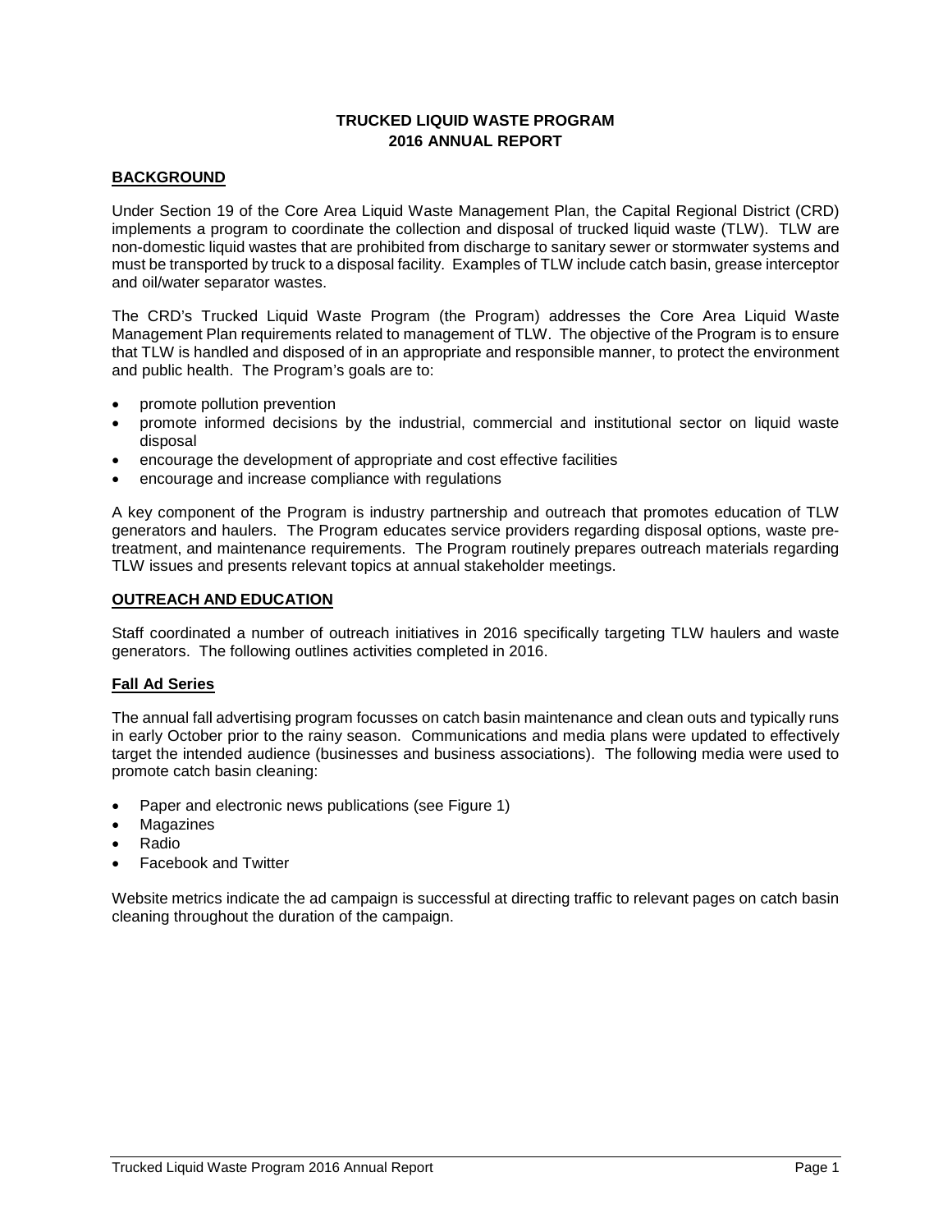# TRUCKED LIQUID WASTE PROGRAM
# 2016 ANNUAL REPORT

## BACKGROUND

Under Section 19 of the Core Area Liquid Waste Management Plan, the Capital Regional District (CRD) implements a program to coordinate the collection and disposal of trucked liquid waste (TLW). TLW are non-domestic liquid wastes that are prohibited from discharge to sanitary sewer or stormwater systems and must be transported by truck to a disposal facility. Examples of TLW include catch basin, grease interceptor and oil/water separator wastes.

The CRD's Trucked Liquid Waste Program (the Program) addresses the Core Area Liquid Waste Management Plan requirements related to management of TLW. The objective of the Program is to ensure that TLW is handled and disposed of in an appropriate and responsible manner, to protect the environment and public health. The Program's goals are to:

- promote pollution prevention
- promote informed decisions by the industrial, commercial and institutional sector on liquid waste disposal
- encourage the development of appropriate and cost effective facilities
- encourage and increase compliance with regulations

A key component of the Program is industry partnership and outreach that promotes education of TLW generators and haulers. The Program educates service providers regarding disposal options, waste pre-treatment, and maintenance requirements. The Program routinely prepares outreach materials regarding TLW issues and presents relevant topics at annual stakeholder meetings.

## OUTREACH AND EDUCATION

Staff coordinated a number of outreach initiatives in 2016 specifically targeting TLW haulers and waste generators. The following outlines activities completed in 2016.

### Fall Ad Series

The annual fall advertising program focusses on catch basin maintenance and clean outs and typically runs in early October prior to the rainy season. Communications and media plans were updated to effectively target the intended audience (businesses and business associations). The following media were used to promote catch basin cleaning:

- Paper and electronic news publications (see Figure 1)
- Magazines
- Radio
- Facebook and Twitter

Website metrics indicate the ad campaign is successful at directing traffic to relevant pages on catch basin cleaning throughout the duration of the campaign.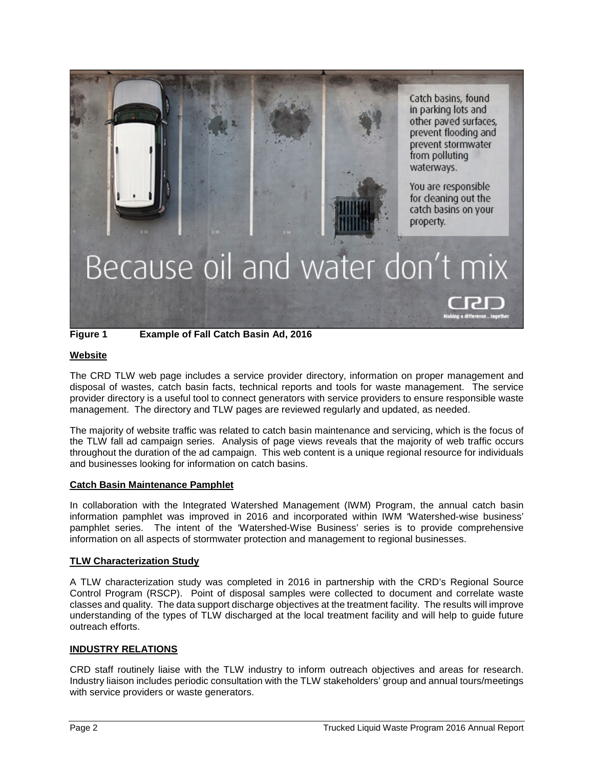**Figure 1 Example of Fall Catch Basin Ad, 2016**

**Website**

The CRD TLW web page includes a service provider directory, information on proper management and disposal of wastes, catch basin facts, technical reports and tools for waste management. The service provider directory is a useful tool to connect generators with service providers to ensure responsible waste management. The directory and TLW pages are reviewed regularly and updated, as needed.

The majority of website traffic was related to catch basin maintenance and servicing, which is the focus of the TLW fall ad campaign series. Analysis of page views reveals that the majority of web traffic occurs throughout the duration of the ad campaign. This web content is a unique regional resource for individuals and businesses looking for information on catch basins.

**Catch Basin Maintenance Pamphlet**

In collaboration with the Integrated Watershed Management (IWM) Program, the annual catch basin information pamphlet was improved in 2016 and incorporated within IWM 'Watershed-wise business' pamphlet series. The intent of the 'Watershed-Wise Business' series is to provide comprehensive information on all aspects of stormwater protection and management to regional businesses.

**TLW Characterization Study**

A TLW characterization study was completed in 2016 in partnership with the CRD's Regional Source Control Program (RSCP). Point of disposal samples were collected to document and correlate waste classes and quality. The data support discharge objectives at the treatment facility. The results will improve understanding of the types of TLW discharged at the local treatment facility and will help to guide future outreach efforts.

## INDUSTRY RELATIONS

CRD staff routinely liaise with the TLW industry to inform outreach objectives and areas for research. Industry liaison includes periodic consultation with the TLW stakeholders' group and annual tours/meetings with service providers or waste generators.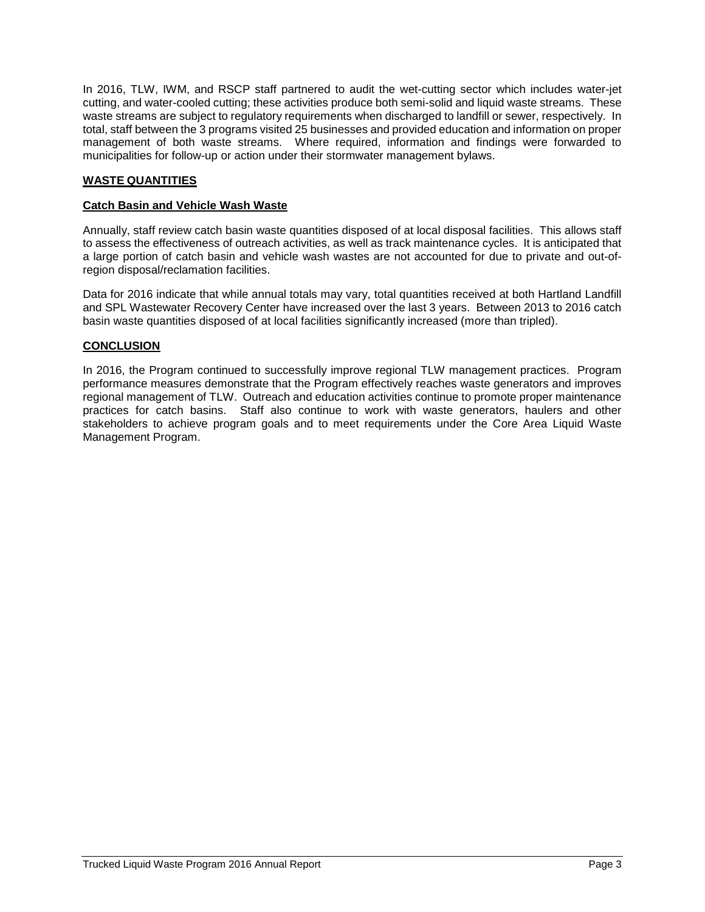In 2016, TLW, IWM, and RSCP staff partnered to audit the wet-cutting sector which includes water-jet cutting, and water-cooled cutting; these activities produce both semi-solid and liquid waste streams. These waste streams are subject to regulatory requirements when discharged to landfill or sewer, respectively. In total, staff between the 3 programs visited 25 businesses and provided education and information on proper management of both waste streams. Where required, information and findings were forwarded to municipalities for follow-up or action under their stormwater management bylaws.

## WASTE QUANTITIES

### Catch Basin and Vehicle Wash Waste

Annually, staff review catch basin waste quantities disposed of at local disposal facilities. This allows staff to assess the effectiveness of outreach activities, as well as track maintenance cycles. It is anticipated that a large portion of catch basin and vehicle wash wastes are not accounted for due to private and out-of-region disposal/reclamation facilities.

Data for 2016 indicate that while annual totals may vary, total quantities received at both Hartland Landfill and SPL Wastewater Recovery Center have increased over the last 3 years. Between 2013 to 2016 catch basin waste quantities disposed of at local facilities significantly increased (more than tripled).

## CONCLUSION

In 2016, the Program continued to successfully improve regional TLW management practices. Program performance measures demonstrate that the Program effectively reaches waste generators and improves regional management of TLW. Outreach and education activities continue to promote proper maintenance practices for catch basins. Staff also continue to work with waste generators, haulers and other stakeholders to achieve program goals and to meet requirements under the Core Area Liquid Waste Management Program.